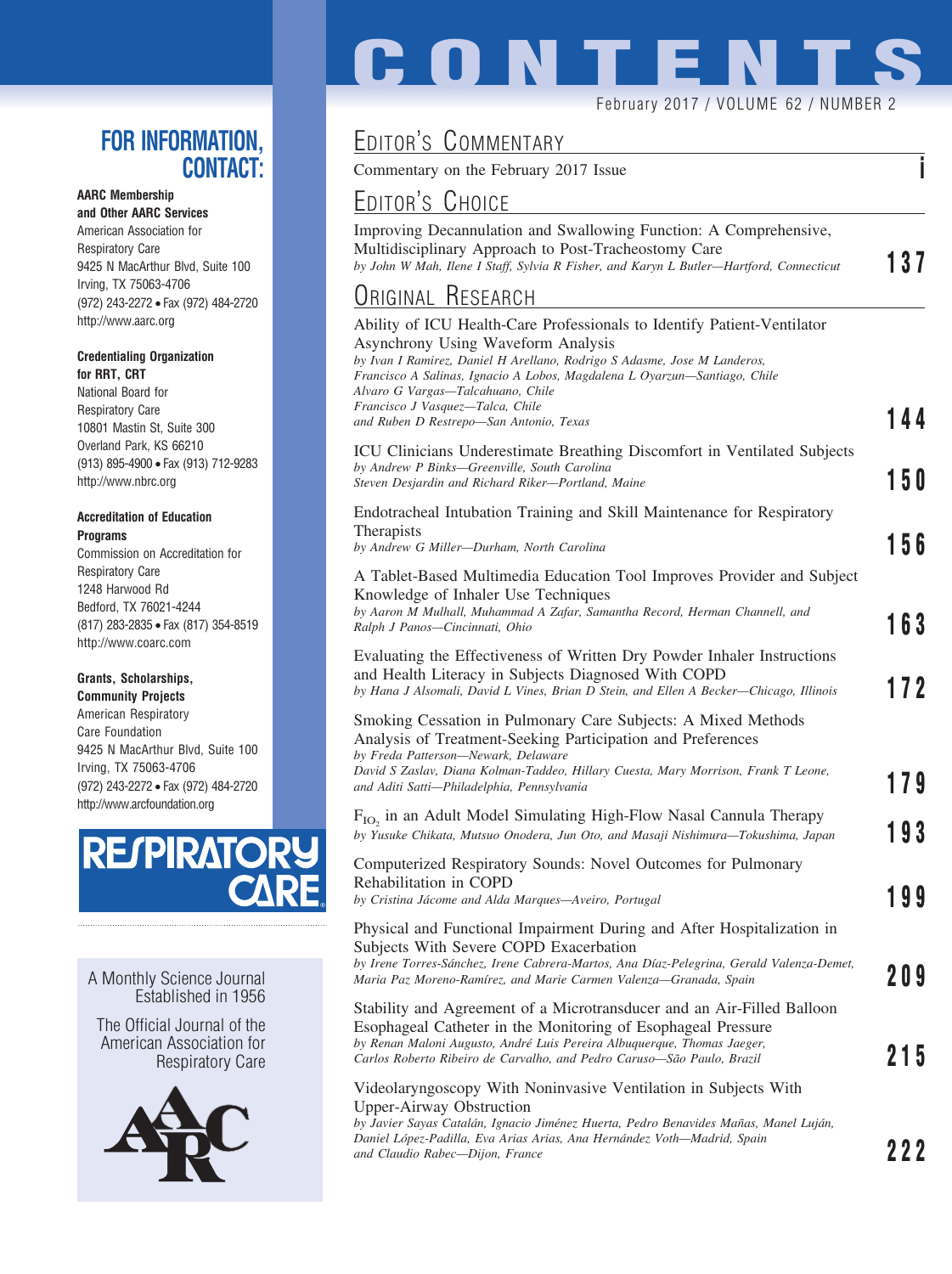# CONTENTS

February 2017 / VOLUME 62 / NUMBER 2

## EDITOR'S COMMENTARY

Commentary on the February 2017 Issue — i

## EDITOR'S CHOICE

Improving Decannulation and Swallowing Function: A Comprehensive, Multidisciplinary Approach to Post-Tracheostomy Care
*by John W Mah, Ilene I Staff, Sylvia R Fisher, and Karyn L Butler—Hartford, Connecticut* — **137**

## ORIGINAL RESEARCH

Ability of ICU Health-Care Professionals to Identify Patient-Ventilator Asynchrony Using Waveform Analysis
*by Ivan I Ramirez, Daniel H Arellano, Rodrigo S Adasme, Jose M Landeros, Francisco A Salinas, Ignacio A Lobos, Magdalena L Oyarzun—Santiago, Chile*
*Alvaro G Vargas—Talcahuano, Chile*
*Francisco J Vasquez—Talca, Chile*
*and Ruben D Restrepo—San Antonio, Texas* — **144**

ICU Clinicians Underestimate Breathing Discomfort in Ventilated Subjects
*by Andrew P Binks—Greenville, South Carolina*
*Steven Desjardin and Richard Riker—Portland, Maine* — **150**

Endotracheal Intubation Training and Skill Maintenance for Respiratory Therapists
*by Andrew G Miller—Durham, North Carolina* — **156**

A Tablet-Based Multimedia Education Tool Improves Provider and Subject Knowledge of Inhaler Use Techniques
*by Aaron M Mulhall, Muhammad A Zafar, Samantha Record, Herman Channell, and Ralph J Panos—Cincinnati, Ohio* — **163**

Evaluating the Effectiveness of Written Dry Powder Inhaler Instructions and Health Literacy in Subjects Diagnosed With COPD
*by Hana J Alsomali, David L Vines, Brian D Stein, and Ellen A Becker—Chicago, Illinois* — **172**

Smoking Cessation in Pulmonary Care Subjects: A Mixed Methods Analysis of Treatment-Seeking Participation and Preferences
*by Freda Patterson—Newark, Delaware*
*David S Zaslav, Diana Kolman-Taddeo, Hillary Cuesta, Mary Morrison, Frank T Leone, and Aditi Satti—Philadelphia, Pennsylvania* — **179**

$F_{IO_2}$ in an Adult Model Simulating High-Flow Nasal Cannula Therapy
*by Yusuke Chikata, Mutsuo Onodera, Jun Oto, and Masaji Nishimura—Tokushima, Japan* — **193**

Computerized Respiratory Sounds: Novel Outcomes for Pulmonary Rehabilitation in COPD
*by Cristina Jácome and Alda Marques—Aveiro, Portugal* — **199**

Physical and Functional Impairment During and After Hospitalization in Subjects With Severe COPD Exacerbation
*by Irene Torres-Sánchez, Irene Cabrera-Martos, Ana Díaz-Pelegrina, Gerald Valenza-Demet, Maria Paz Moreno-Ramírez, and Marie Carmen Valenza—Granada, Spain* — **209**

Stability and Agreement of a Microtransducer and an Air-Filled Balloon Esophageal Catheter in the Monitoring of Esophageal Pressure
*by Renan Maloni Augusto, André Luis Pereira Albuquerque, Thomas Jaeger, Carlos Roberto Ribeiro de Carvalho, and Pedro Caruso—São Paulo, Brazil* — **215**

Videolaryngoscopy With Noninvasive Ventilation in Subjects With Upper-Airway Obstruction
*by Javier Sayas Catalán, Ignacio Jiménez Huerta, Pedro Benavides Mañas, Manel Luján, Daniel López-Padilla, Eva Arias Arias, Ana Hernández Voth—Madrid, Spain*
*and Claudio Rabec—Dijon, France* — **222**

## FOR INFORMATION, CONTACT:

**AARC Membership and Other AARC Services**
American Association for Respiratory Care
9425 N MacArthur Blvd, Suite 100
Irving, TX 75063-4706
(972) 243-2272 • Fax (972) 484-2720
http://www.aarc.org

**Credentialing Organization for RRT, CRT**
National Board for Respiratory Care
10801 Mastin St, Suite 300
Overland Park, KS 66210
(913) 895-4900 • Fax (913) 712-9283
http://www.nbrc.org

**Accreditation of Education Programs**
Commission on Accreditation for Respiratory Care
1248 Harwood Rd
Bedford, TX 76021-4244
(817) 283-2835 • Fax (817) 354-8519
http://www.coarc.com

**Grants, Scholarships, Community Projects**
American Respiratory Care Foundation
9425 N MacArthur Blvd, Suite 100
Irving, TX 75063-4706
(972) 243-2272 • Fax (972) 484-2720
http://www.arcfoundation.org

RESPIRATORY CARE

A Monthly Science Journal
Established in 1956

The Official Journal of the American Association for Respiratory Care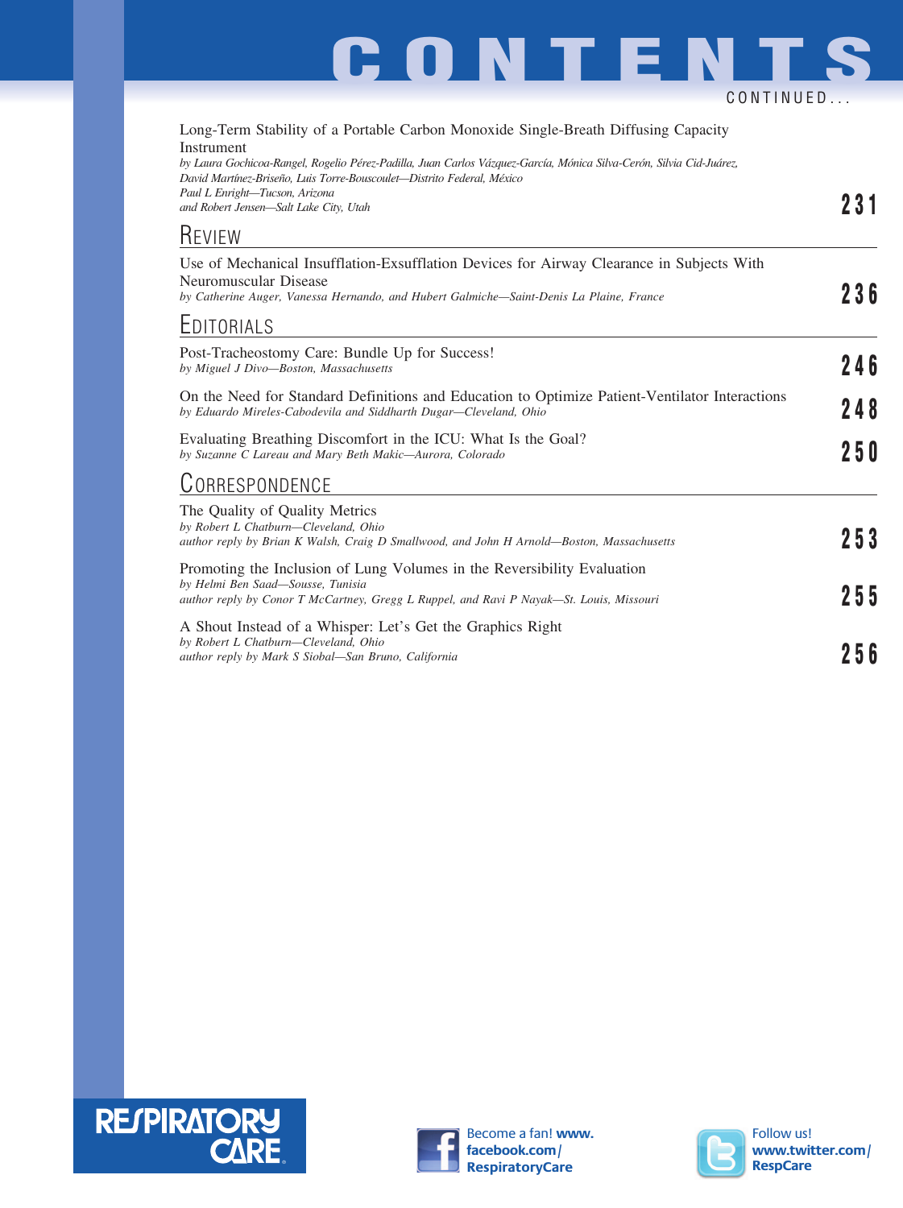# CONTENTS

CONTINUED...

Long-Term Stability of a Portable Carbon Monoxide Single-Breath Diffusing Capacity Instrument
*by Laura Gochicoa-Rangel, Rogelio Pérez-Padilla, Juan Carlos Vázquez-García, Mónica Silva-Cerón, Silvia Cid-Juárez, David Martínez-Briseño, Luis Torre-Bouscoulet—Distrito Federal, México*
*Paul L Enright—Tucson, Arizona*
*and Robert Jensen—Salt Lake City, Utah* **231**

## Review

Use of Mechanical Insufflation-Exsufflation Devices for Airway Clearance in Subjects With Neuromuscular Disease
*by Catherine Auger, Vanessa Hernando, and Hubert Galmiche—Saint-Denis La Plaine, France* **236**

## Editorials

Post-Tracheostomy Care: Bundle Up for Success!
*by Miguel J Divo—Boston, Massachusetts* **246**

On the Need for Standard Definitions and Education to Optimize Patient-Ventilator Interactions
*by Eduardo Mireles-Cabodevila and Siddharth Dugar—Cleveland, Ohio* **248**

Evaluating Breathing Discomfort in the ICU: What Is the Goal?
*by Suzanne C Lareau and Mary Beth Makic—Aurora, Colorado* **250**

## Correspondence

The Quality of Quality Metrics
*by Robert L Chatburn—Cleveland, Ohio*
*author reply by Brian K Walsh, Craig D Smallwood, and John H Arnold—Boston, Massachusetts* **253**

Promoting the Inclusion of Lung Volumes in the Reversibility Evaluation
*by Helmi Ben Saad—Sousse, Tunisia*
*author reply by Conor T McCartney, Gregg L Ruppel, and Ravi P Nayak—St. Louis, Missouri* **255**

A Shout Instead of a Whisper: Let's Get the Graphics Right
*by Robert L Chatburn—Cleveland, Ohio*
*author reply by Mark S Siobal—San Bruno, California* **256**

RESPIRATORY CARE

Become a fan! www.facebook.com/RespiratoryCare

Follow us! www.twitter.com/RespCare